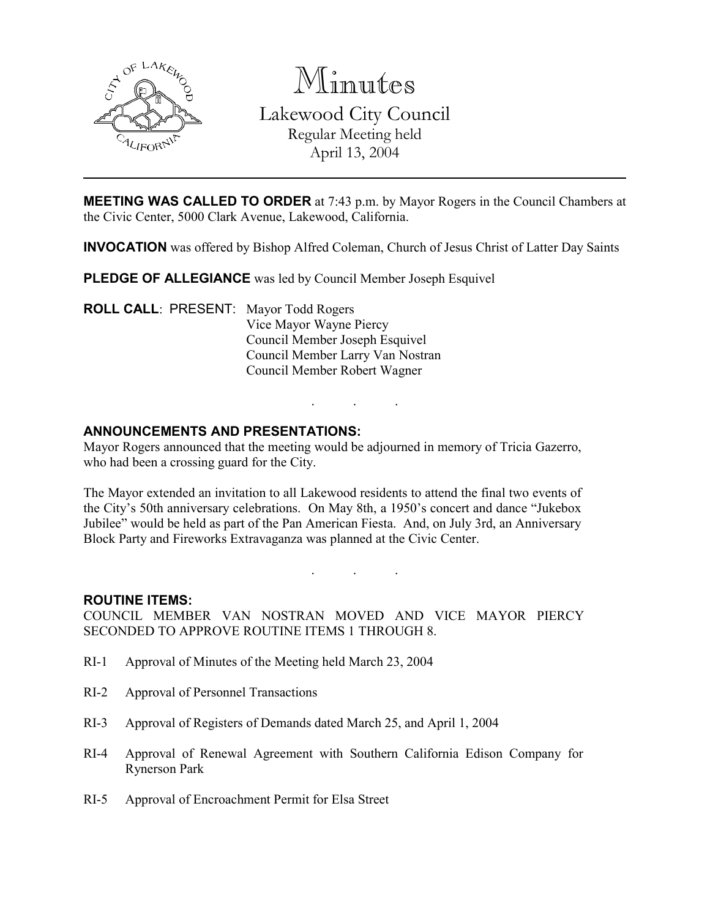# Minutes

## Lakewood City Council

Regular Meeting held
April 13, 2004

---

**MEETING WAS CALLED TO ORDER** at 7:43 p.m. by Mayor Rogers in the Council Chambers at the Civic Center, 5000 Clark Avenue, Lakewood, California.

**INVOCATION** was offered by Bishop Alfred Coleman, Church of Jesus Christ of Latter Day Saints

**PLEDGE OF ALLEGIANCE** was led by Council Member Joseph Esquivel

**ROLL CALL**: PRESENT: Mayor Todd Rogers
Vice Mayor Wayne Piercy
Council Member Joseph Esquivel
Council Member Larry Van Nostran
Council Member Robert Wagner

. . .

**ANNOUNCEMENTS AND PRESENTATIONS:**

Mayor Rogers announced that the meeting would be adjourned in memory of Tricia Gazerro, who had been a crossing guard for the City.

The Mayor extended an invitation to all Lakewood residents to attend the final two events of the City's 50th anniversary celebrations. On May 8th, a 1950's concert and dance "Jukebox Jubilee" would be held as part of the Pan American Fiesta. And, on July 3rd, an Anniversary Block Party and Fireworks Extravaganza was planned at the Civic Center.

. . .

**ROUTINE ITEMS:**

COUNCIL MEMBER VAN NOSTRAN MOVED AND VICE MAYOR PIERCY SECONDED TO APPROVE ROUTINE ITEMS 1 THROUGH 8.

RI-1 Approval of Minutes of the Meeting held March 23, 2004

RI-2 Approval of Personnel Transactions

RI-3 Approval of Registers of Demands dated March 25, and April 1, 2004

RI-4 Approval of Renewal Agreement with Southern California Edison Company for Rynerson Park

RI-5 Approval of Encroachment Permit for Elsa Street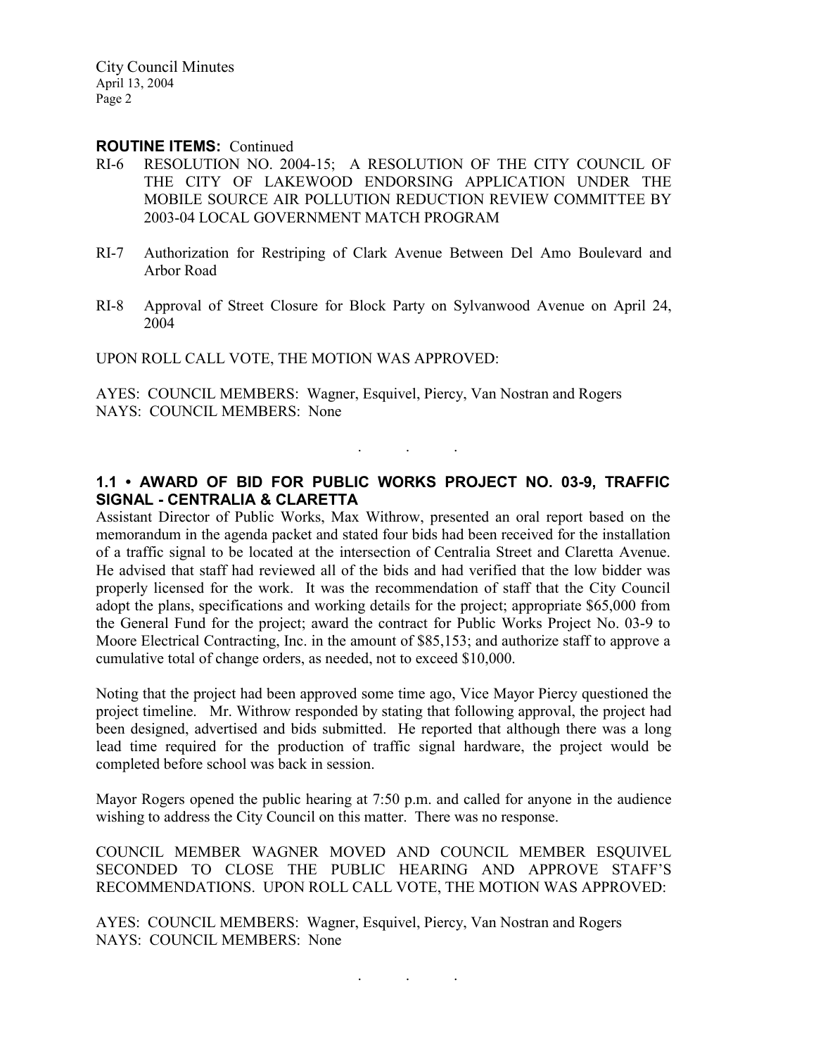**ROUTINE ITEMS:** Continued

RI-6 RESOLUTION NO. 2004-15; A RESOLUTION OF THE CITY COUNCIL OF THE CITY OF LAKEWOOD ENDORSING APPLICATION UNDER THE MOBILE SOURCE AIR POLLUTION REDUCTION REVIEW COMMITTEE BY 2003-04 LOCAL GOVERNMENT MATCH PROGRAM

RI-7 Authorization for Restriping of Clark Avenue Between Del Amo Boulevard and Arbor Road

RI-8 Approval of Street Closure for Block Party on Sylvanwood Avenue on April 24, 2004

UPON ROLL CALL VOTE, THE MOTION WAS APPROVED:

AYES: COUNCIL MEMBERS: Wagner, Esquivel, Piercy, Van Nostran and Rogers
NAYS: COUNCIL MEMBERS: None

. . .

### 1.1 • AWARD OF BID FOR PUBLIC WORKS PROJECT NO. 03-9, TRAFFIC SIGNAL - CENTRALIA & CLARETTA

Assistant Director of Public Works, Max Withrow, presented an oral report based on the memorandum in the agenda packet and stated four bids had been received for the installation of a traffic signal to be located at the intersection of Centralia Street and Claretta Avenue. He advised that staff had reviewed all of the bids and had verified that the low bidder was properly licensed for the work. It was the recommendation of staff that the City Council adopt the plans, specifications and working details for the project; appropriate $65,000 from the General Fund for the project; award the contract for Public Works Project No. 03-9 to Moore Electrical Contracting, Inc. in the amount of $85,153; and authorize staff to approve a cumulative total of change orders, as needed, not to exceed $10,000.

Noting that the project had been approved some time ago, Vice Mayor Piercy questioned the project timeline. Mr. Withrow responded by stating that following approval, the project had been designed, advertised and bids submitted. He reported that although there was a long lead time required for the production of traffic signal hardware, the project would be completed before school was back in session.

Mayor Rogers opened the public hearing at 7:50 p.m. and called for anyone in the audience wishing to address the City Council on this matter. There was no response.

COUNCIL MEMBER WAGNER MOVED AND COUNCIL MEMBER ESQUIVEL SECONDED TO CLOSE THE PUBLIC HEARING AND APPROVE STAFF'S RECOMMENDATIONS. UPON ROLL CALL VOTE, THE MOTION WAS APPROVED:

AYES: COUNCIL MEMBERS: Wagner, Esquivel, Piercy, Van Nostran and Rogers
NAYS: COUNCIL MEMBERS: None

. . .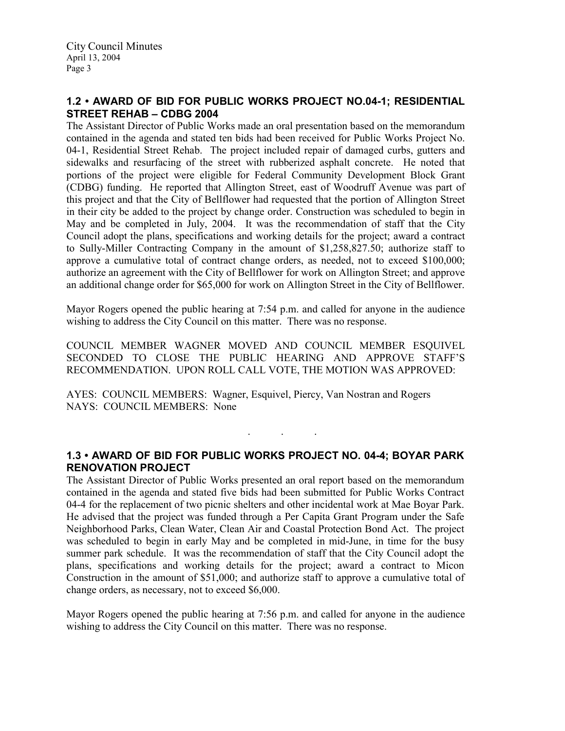## 1.2 • AWARD OF BID FOR PUBLIC WORKS PROJECT NO.04-1; RESIDENTIAL STREET REHAB – CDBG 2004

The Assistant Director of Public Works made an oral presentation based on the memorandum contained in the agenda and stated ten bids had been received for Public Works Project No. 04-1, Residential Street Rehab. The project included repair of damaged curbs, gutters and sidewalks and resurfacing of the street with rubberized asphalt concrete. He noted that portions of the project were eligible for Federal Community Development Block Grant (CDBG) funding. He reported that Allington Street, east of Woodruff Avenue was part of this project and that the City of Bellflower had requested that the portion of Allington Street in their city be added to the project by change order. Construction was scheduled to begin in May and be completed in July, 2004. It was the recommendation of staff that the City Council adopt the plans, specifications and working details for the project; award a contract to Sully-Miller Contracting Company in the amount of $1,258,827.50; authorize staff to approve a cumulative total of contract change orders, as needed, not to exceed $100,000; authorize an agreement with the City of Bellflower for work on Allington Street; and approve an additional change order for $65,000 for work on Allington Street in the City of Bellflower.

Mayor Rogers opened the public hearing at 7:54 p.m. and called for anyone in the audience wishing to address the City Council on this matter. There was no response.

COUNCIL MEMBER WAGNER MOVED AND COUNCIL MEMBER ESQUIVEL SECONDED TO CLOSE THE PUBLIC HEARING AND APPROVE STAFF'S RECOMMENDATION. UPON ROLL CALL VOTE, THE MOTION WAS APPROVED:

AYES: COUNCIL MEMBERS: Wagner, Esquivel, Piercy, Van Nostran and Rogers
NAYS: COUNCIL MEMBERS: None

. . .

## 1.3 • AWARD OF BID FOR PUBLIC WORKS PROJECT NO. 04-4; BOYAR PARK RENOVATION PROJECT

The Assistant Director of Public Works presented an oral report based on the memorandum contained in the agenda and stated five bids had been submitted for Public Works Contract 04-4 for the replacement of two picnic shelters and other incidental work at Mae Boyar Park. He advised that the project was funded through a Per Capita Grant Program under the Safe Neighborhood Parks, Clean Water, Clean Air and Coastal Protection Bond Act. The project was scheduled to begin in early May and be completed in mid-June, in time for the busy summer park schedule. It was the recommendation of staff that the City Council adopt the plans, specifications and working details for the project; award a contract to Micon Construction in the amount of $51,000; and authorize staff to approve a cumulative total of change orders, as necessary, not to exceed $6,000.

Mayor Rogers opened the public hearing at 7:56 p.m. and called for anyone in the audience wishing to address the City Council on this matter. There was no response.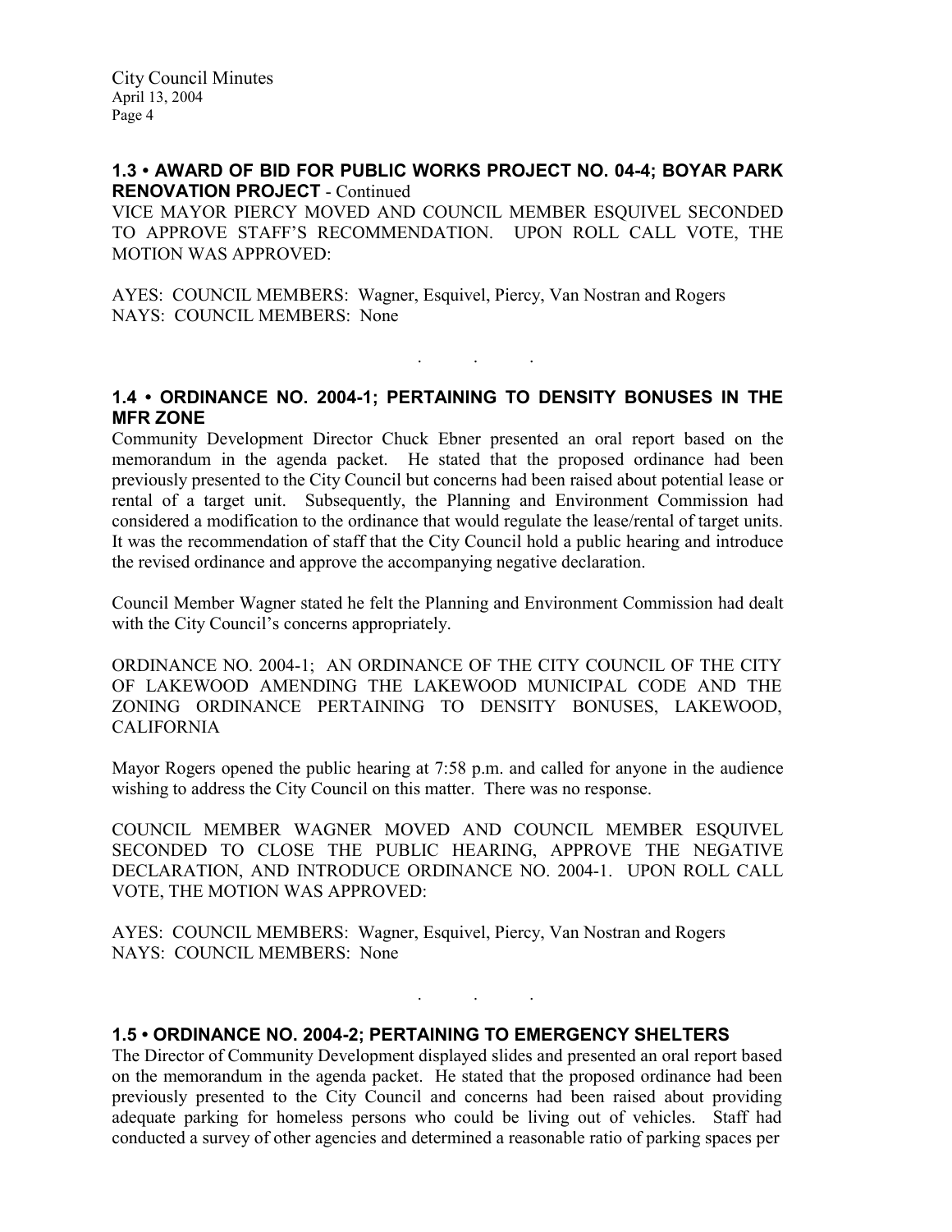**1.3 • AWARD OF BID FOR PUBLIC WORKS PROJECT NO. 04-4; BOYAR PARK RENOVATION PROJECT** - Continued

VICE MAYOR PIERCY MOVED AND COUNCIL MEMBER ESQUIVEL SECONDED TO APPROVE STAFF'S RECOMMENDATION. UPON ROLL CALL VOTE, THE MOTION WAS APPROVED:

AYES: COUNCIL MEMBERS: Wagner, Esquivel, Piercy, Van Nostran and Rogers
NAYS: COUNCIL MEMBERS: None

. . .

**1.4 • ORDINANCE NO. 2004-1; PERTAINING TO DENSITY BONUSES IN THE MFR ZONE**

Community Development Director Chuck Ebner presented an oral report based on the memorandum in the agenda packet. He stated that the proposed ordinance had been previously presented to the City Council but concerns had been raised about potential lease or rental of a target unit. Subsequently, the Planning and Environment Commission had considered a modification to the ordinance that would regulate the lease/rental of target units. It was the recommendation of staff that the City Council hold a public hearing and introduce the revised ordinance and approve the accompanying negative declaration.

Council Member Wagner stated he felt the Planning and Environment Commission had dealt with the City Council's concerns appropriately.

ORDINANCE NO. 2004-1; AN ORDINANCE OF THE CITY COUNCIL OF THE CITY OF LAKEWOOD AMENDING THE LAKEWOOD MUNICIPAL CODE AND THE ZONING ORDINANCE PERTAINING TO DENSITY BONUSES, LAKEWOOD, CALIFORNIA

Mayor Rogers opened the public hearing at 7:58 p.m. and called for anyone in the audience wishing to address the City Council on this matter. There was no response.

COUNCIL MEMBER WAGNER MOVED AND COUNCIL MEMBER ESQUIVEL SECONDED TO CLOSE THE PUBLIC HEARING, APPROVE THE NEGATIVE DECLARATION, AND INTRODUCE ORDINANCE NO. 2004-1. UPON ROLL CALL VOTE, THE MOTION WAS APPROVED:

AYES: COUNCIL MEMBERS: Wagner, Esquivel, Piercy, Van Nostran and Rogers
NAYS: COUNCIL MEMBERS: None

. . .

**1.5 • ORDINANCE NO. 2004-2; PERTAINING TO EMERGENCY SHELTERS**

The Director of Community Development displayed slides and presented an oral report based on the memorandum in the agenda packet. He stated that the proposed ordinance had been previously presented to the City Council and concerns had been raised about providing adequate parking for homeless persons who could be living out of vehicles. Staff had conducted a survey of other agencies and determined a reasonable ratio of parking spaces per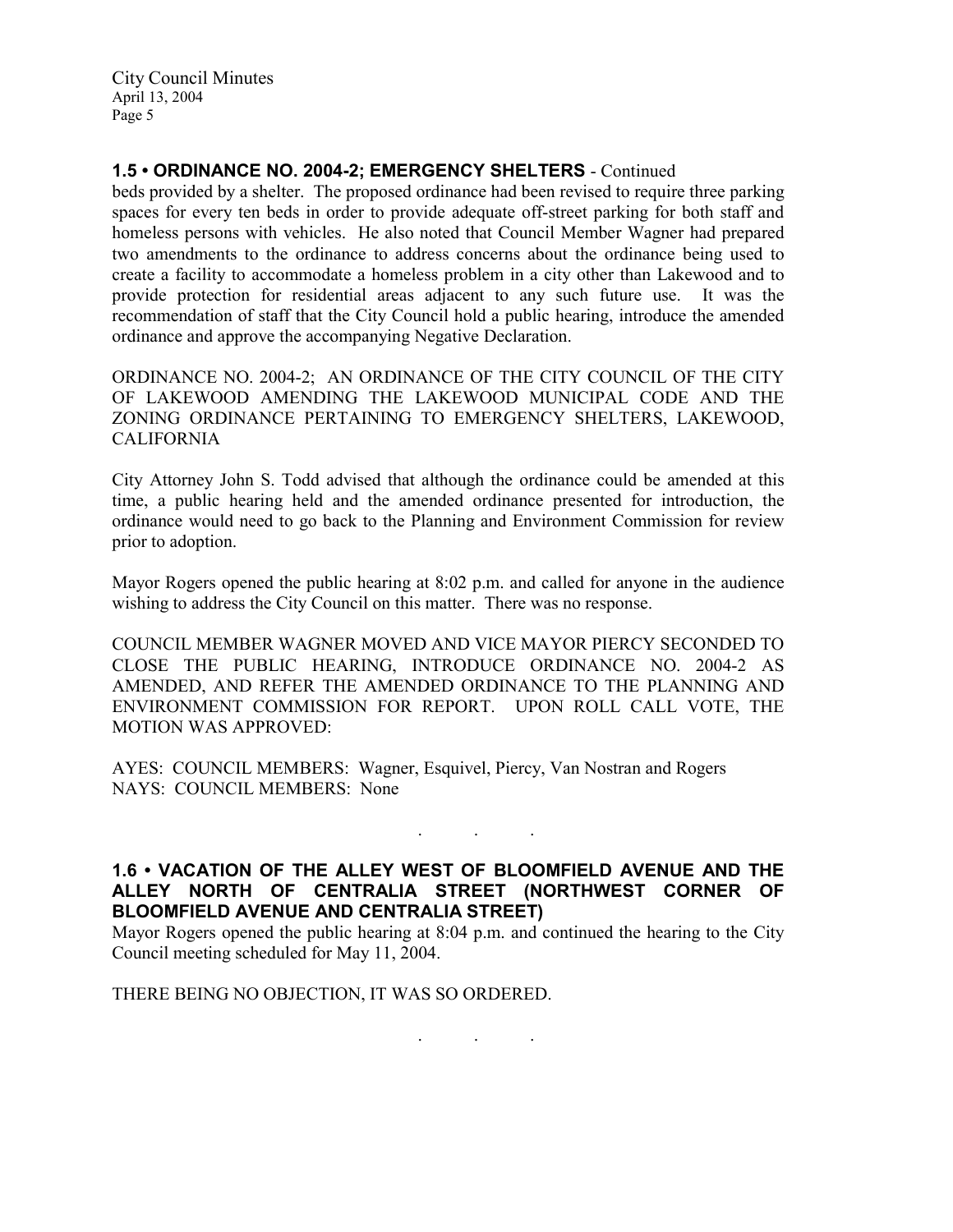## 1.5 • ORDINANCE NO. 2004-2; EMERGENCY SHELTERS - Continued

beds provided by a shelter. The proposed ordinance had been revised to require three parking spaces for every ten beds in order to provide adequate off-street parking for both staff and homeless persons with vehicles. He also noted that Council Member Wagner had prepared two amendments to the ordinance to address concerns about the ordinance being used to create a facility to accommodate a homeless problem in a city other than Lakewood and to provide protection for residential areas adjacent to any such future use. It was the recommendation of staff that the City Council hold a public hearing, introduce the amended ordinance and approve the accompanying Negative Declaration.

ORDINANCE NO. 2004-2; AN ORDINANCE OF THE CITY COUNCIL OF THE CITY OF LAKEWOOD AMENDING THE LAKEWOOD MUNICIPAL CODE AND THE ZONING ORDINANCE PERTAINING TO EMERGENCY SHELTERS, LAKEWOOD, CALIFORNIA

City Attorney John S. Todd advised that although the ordinance could be amended at this time, a public hearing held and the amended ordinance presented for introduction, the ordinance would need to go back to the Planning and Environment Commission for review prior to adoption.

Mayor Rogers opened the public hearing at 8:02 p.m. and called for anyone in the audience wishing to address the City Council on this matter. There was no response.

COUNCIL MEMBER WAGNER MOVED AND VICE MAYOR PIERCY SECONDED TO CLOSE THE PUBLIC HEARING, INTRODUCE ORDINANCE NO. 2004-2 AS AMENDED, AND REFER THE AMENDED ORDINANCE TO THE PLANNING AND ENVIRONMENT COMMISSION FOR REPORT. UPON ROLL CALL VOTE, THE MOTION WAS APPROVED:

AYES: COUNCIL MEMBERS: Wagner, Esquivel, Piercy, Van Nostran and Rogers
NAYS: COUNCIL MEMBERS: None

. . .

## 1.6 • VACATION OF THE ALLEY WEST OF BLOOMFIELD AVENUE AND THE ALLEY NORTH OF CENTRALIA STREET (NORTHWEST CORNER OF BLOOMFIELD AVENUE AND CENTRALIA STREET)

Mayor Rogers opened the public hearing at 8:04 p.m. and continued the hearing to the City Council meeting scheduled for May 11, 2004.

THERE BEING NO OBJECTION, IT WAS SO ORDERED.

. . .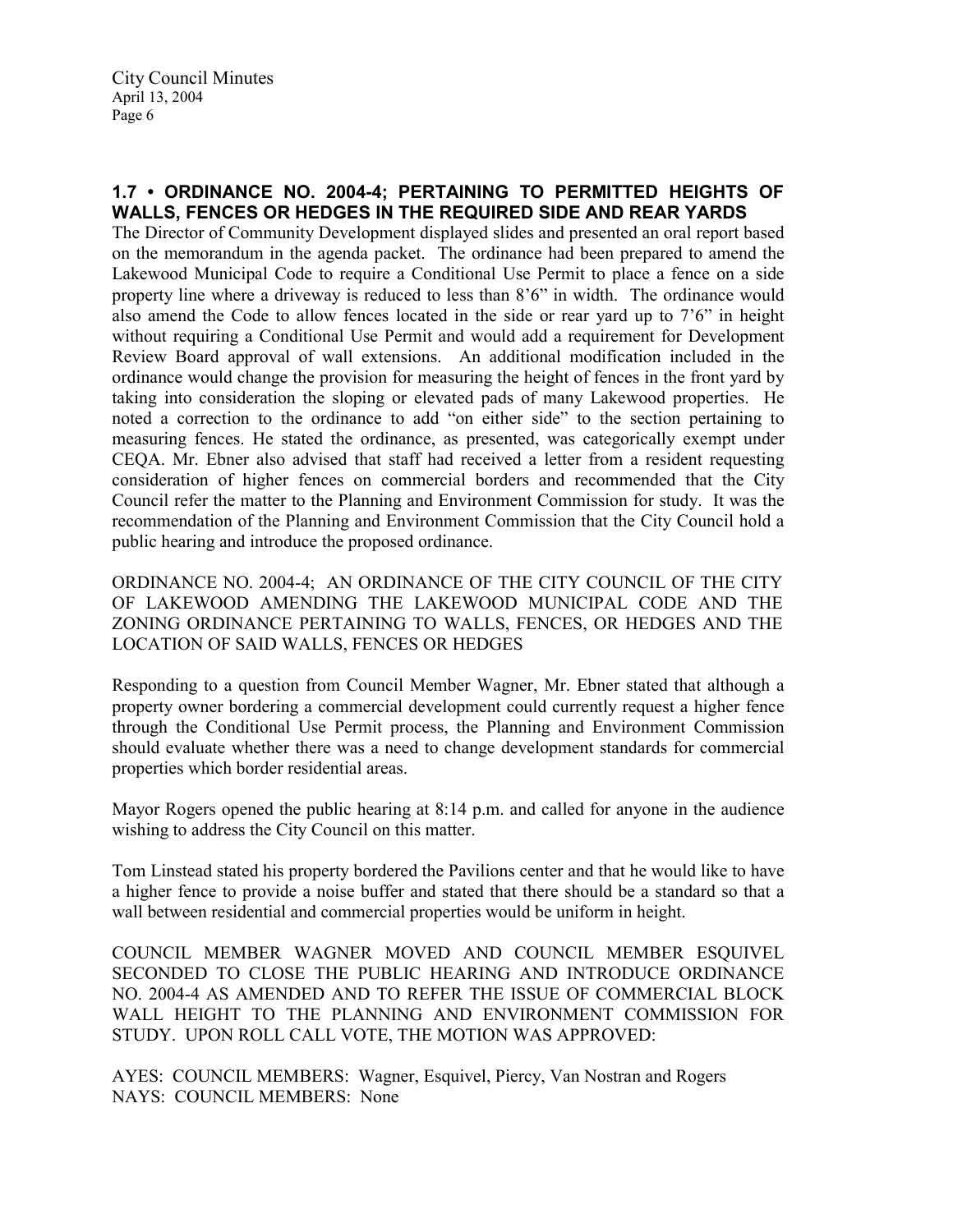## 1.7 • ORDINANCE NO. 2004-4; PERTAINING TO PERMITTED HEIGHTS OF WALLS, FENCES OR HEDGES IN THE REQUIRED SIDE AND REAR YARDS

The Director of Community Development displayed slides and presented an oral report based on the memorandum in the agenda packet. The ordinance had been prepared to amend the Lakewood Municipal Code to require a Conditional Use Permit to place a fence on a side property line where a driveway is reduced to less than 8'6" in width. The ordinance would also amend the Code to allow fences located in the side or rear yard up to 7'6" in height without requiring a Conditional Use Permit and would add a requirement for Development Review Board approval of wall extensions. An additional modification included in the ordinance would change the provision for measuring the height of fences in the front yard by taking into consideration the sloping or elevated pads of many Lakewood properties. He noted a correction to the ordinance to add "on either side" to the section pertaining to measuring fences. He stated the ordinance, as presented, was categorically exempt under CEQA. Mr. Ebner also advised that staff had received a letter from a resident requesting consideration of higher fences on commercial borders and recommended that the City Council refer the matter to the Planning and Environment Commission for study. It was the recommendation of the Planning and Environment Commission that the City Council hold a public hearing and introduce the proposed ordinance.

ORDINANCE NO. 2004-4; AN ORDINANCE OF THE CITY COUNCIL OF THE CITY OF LAKEWOOD AMENDING THE LAKEWOOD MUNICIPAL CODE AND THE ZONING ORDINANCE PERTAINING TO WALLS, FENCES, OR HEDGES AND THE LOCATION OF SAID WALLS, FENCES OR HEDGES

Responding to a question from Council Member Wagner, Mr. Ebner stated that although a property owner bordering a commercial development could currently request a higher fence through the Conditional Use Permit process, the Planning and Environment Commission should evaluate whether there was a need to change development standards for commercial properties which border residential areas.

Mayor Rogers opened the public hearing at 8:14 p.m. and called for anyone in the audience wishing to address the City Council on this matter.

Tom Linstead stated his property bordered the Pavilions center and that he would like to have a higher fence to provide a noise buffer and stated that there should be a standard so that a wall between residential and commercial properties would be uniform in height.

COUNCIL MEMBER WAGNER MOVED AND COUNCIL MEMBER ESQUIVEL SECONDED TO CLOSE THE PUBLIC HEARING AND INTRODUCE ORDINANCE NO. 2004-4 AS AMENDED AND TO REFER THE ISSUE OF COMMERCIAL BLOCK WALL HEIGHT TO THE PLANNING AND ENVIRONMENT COMMISSION FOR STUDY. UPON ROLL CALL VOTE, THE MOTION WAS APPROVED:

AYES: COUNCIL MEMBERS: Wagner, Esquivel, Piercy, Van Nostran and Rogers
NAYS: COUNCIL MEMBERS: None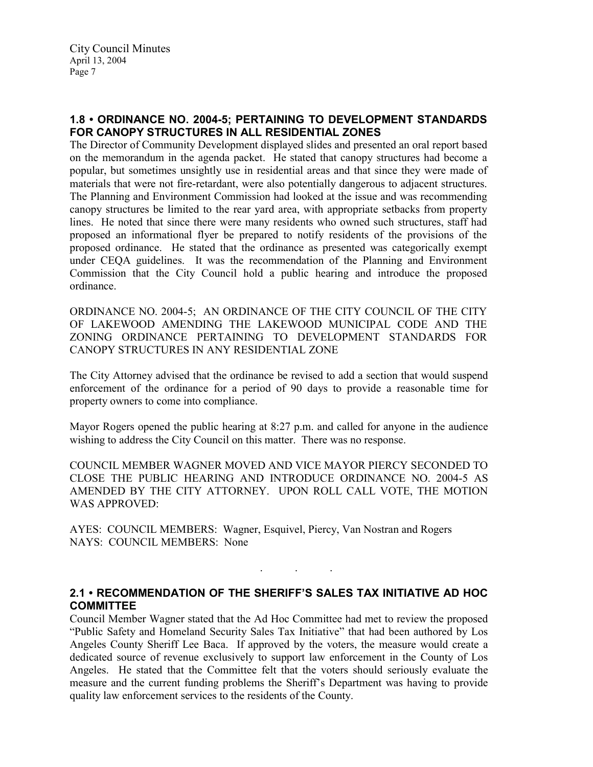## 1.8 • ORDINANCE NO. 2004-5; PERTAINING TO DEVELOPMENT STANDARDS FOR CANOPY STRUCTURES IN ALL RESIDENTIAL ZONES

The Director of Community Development displayed slides and presented an oral report based on the memorandum in the agenda packet. He stated that canopy structures had become a popular, but sometimes unsightly use in residential areas and that since they were made of materials that were not fire-retardant, were also potentially dangerous to adjacent structures. The Planning and Environment Commission had looked at the issue and was recommending canopy structures be limited to the rear yard area, with appropriate setbacks from property lines. He noted that since there were many residents who owned such structures, staff had proposed an informational flyer be prepared to notify residents of the provisions of the proposed ordinance. He stated that the ordinance as presented was categorically exempt under CEQA guidelines. It was the recommendation of the Planning and Environment Commission that the City Council hold a public hearing and introduce the proposed ordinance.

ORDINANCE NO. 2004-5; AN ORDINANCE OF THE CITY COUNCIL OF THE CITY OF LAKEWOOD AMENDING THE LAKEWOOD MUNICIPAL CODE AND THE ZONING ORDINANCE PERTAINING TO DEVELOPMENT STANDARDS FOR CANOPY STRUCTURES IN ANY RESIDENTIAL ZONE

The City Attorney advised that the ordinance be revised to add a section that would suspend enforcement of the ordinance for a period of 90 days to provide a reasonable time for property owners to come into compliance.

Mayor Rogers opened the public hearing at 8:27 p.m. and called for anyone in the audience wishing to address the City Council on this matter. There was no response.

COUNCIL MEMBER WAGNER MOVED AND VICE MAYOR PIERCY SECONDED TO CLOSE THE PUBLIC HEARING AND INTRODUCE ORDINANCE NO. 2004-5 AS AMENDED BY THE CITY ATTORNEY. UPON ROLL CALL VOTE, THE MOTION WAS APPROVED:

AYES: COUNCIL MEMBERS: Wagner, Esquivel, Piercy, Van Nostran and Rogers
NAYS: COUNCIL MEMBERS: None

. . .

## 2.1 • RECOMMENDATION OF THE SHERIFF'S SALES TAX INITIATIVE AD HOC COMMITTEE

Council Member Wagner stated that the Ad Hoc Committee had met to review the proposed "Public Safety and Homeland Security Sales Tax Initiative" that had been authored by Los Angeles County Sheriff Lee Baca. If approved by the voters, the measure would create a dedicated source of revenue exclusively to support law enforcement in the County of Los Angeles. He stated that the Committee felt that the voters should seriously evaluate the measure and the current funding problems the Sheriff's Department was having to provide quality law enforcement services to the residents of the County.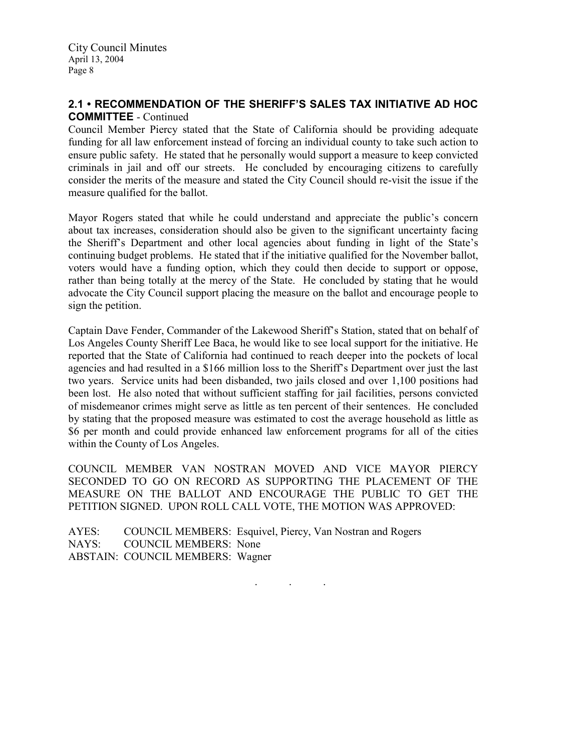## 2.1 • RECOMMENDATION OF THE SHERIFF'S SALES TAX INITIATIVE AD HOC COMMITTEE - Continued

Council Member Piercy stated that the State of California should be providing adequate funding for all law enforcement instead of forcing an individual county to take such action to ensure public safety. He stated that he personally would support a measure to keep convicted criminals in jail and off our streets. He concluded by encouraging citizens to carefully consider the merits of the measure and stated the City Council should re-visit the issue if the measure qualified for the ballot.

Mayor Rogers stated that while he could understand and appreciate the public's concern about tax increases, consideration should also be given to the significant uncertainty facing the Sheriff's Department and other local agencies about funding in light of the State's continuing budget problems. He stated that if the initiative qualified for the November ballot, voters would have a funding option, which they could then decide to support or oppose, rather than being totally at the mercy of the State. He concluded by stating that he would advocate the City Council support placing the measure on the ballot and encourage people to sign the petition.

Captain Dave Fender, Commander of the Lakewood Sheriff's Station, stated that on behalf of Los Angeles County Sheriff Lee Baca, he would like to see local support for the initiative. He reported that the State of California had continued to reach deeper into the pockets of local agencies and had resulted in a $166 million loss to the Sheriff's Department over just the last two years. Service units had been disbanded, two jails closed and over 1,100 positions had been lost. He also noted that without sufficient staffing for jail facilities, persons convicted of misdemeanor crimes might serve as little as ten percent of their sentences. He concluded by stating that the proposed measure was estimated to cost the average household as little as $6 per month and could provide enhanced law enforcement programs for all of the cities within the County of Los Angeles.

COUNCIL MEMBER VAN NOSTRAN MOVED AND VICE MAYOR PIERCY SECONDED TO GO ON RECORD AS SUPPORTING THE PLACEMENT OF THE MEASURE ON THE BALLOT AND ENCOURAGE THE PUBLIC TO GET THE PETITION SIGNED. UPON ROLL CALL VOTE, THE MOTION WAS APPROVED:

AYES: COUNCIL MEMBERS: Esquivel, Piercy, Van Nostran and Rogers
NAYS: COUNCIL MEMBERS: None
ABSTAIN: COUNCIL MEMBERS: Wagner

. . .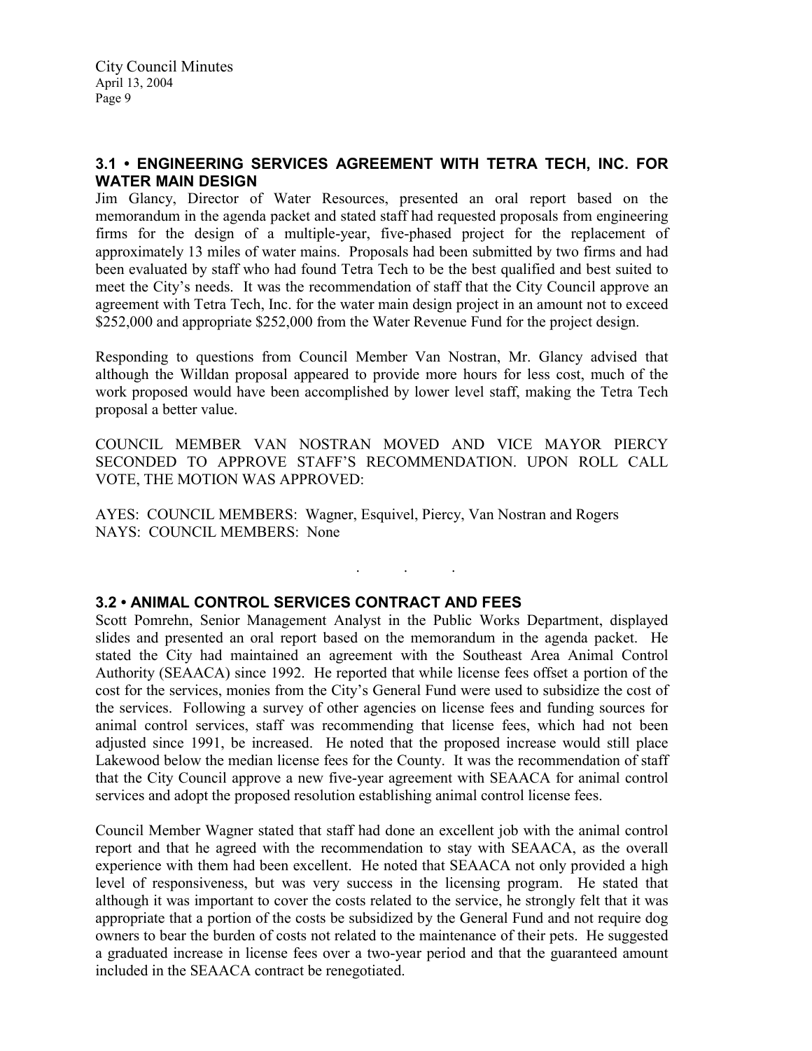### 3.1 • ENGINEERING SERVICES AGREEMENT WITH TETRA TECH, INC. FOR WATER MAIN DESIGN

Jim Glancy, Director of Water Resources, presented an oral report based on the memorandum in the agenda packet and stated staff had requested proposals from engineering firms for the design of a multiple-year, five-phased project for the replacement of approximately 13 miles of water mains. Proposals had been submitted by two firms and had been evaluated by staff who had found Tetra Tech to be the best qualified and best suited to meet the City's needs. It was the recommendation of staff that the City Council approve an agreement with Tetra Tech, Inc. for the water main design project in an amount not to exceed $252,000 and appropriate $252,000 from the Water Revenue Fund for the project design.

Responding to questions from Council Member Van Nostran, Mr. Glancy advised that although the Willdan proposal appeared to provide more hours for less cost, much of the work proposed would have been accomplished by lower level staff, making the Tetra Tech proposal a better value.

COUNCIL MEMBER VAN NOSTRAN MOVED AND VICE MAYOR PIERCY SECONDED TO APPROVE STAFF'S RECOMMENDATION. UPON ROLL CALL VOTE, THE MOTION WAS APPROVED:

AYES: COUNCIL MEMBERS: Wagner, Esquivel, Piercy, Van Nostran and Rogers
NAYS: COUNCIL MEMBERS: None

. . .

### 3.2 • ANIMAL CONTROL SERVICES CONTRACT AND FEES

Scott Pomrehn, Senior Management Analyst in the Public Works Department, displayed slides and presented an oral report based on the memorandum in the agenda packet. He stated the City had maintained an agreement with the Southeast Area Animal Control Authority (SEAACA) since 1992. He reported that while license fees offset a portion of the cost for the services, monies from the City's General Fund were used to subsidize the cost of the services. Following a survey of other agencies on license fees and funding sources for animal control services, staff was recommending that license fees, which had not been adjusted since 1991, be increased. He noted that the proposed increase would still place Lakewood below the median license fees for the County. It was the recommendation of staff that the City Council approve a new five-year agreement with SEAACA for animal control services and adopt the proposed resolution establishing animal control license fees.

Council Member Wagner stated that staff had done an excellent job with the animal control report and that he agreed with the recommendation to stay with SEAACA, as the overall experience with them had been excellent. He noted that SEAACA not only provided a high level of responsiveness, but was very success in the licensing program. He stated that although it was important to cover the costs related to the service, he strongly felt that it was appropriate that a portion of the costs be subsidized by the General Fund and not require dog owners to bear the burden of costs not related to the maintenance of their pets. He suggested a graduated increase in license fees over a two-year period and that the guaranteed amount included in the SEAACA contract be renegotiated.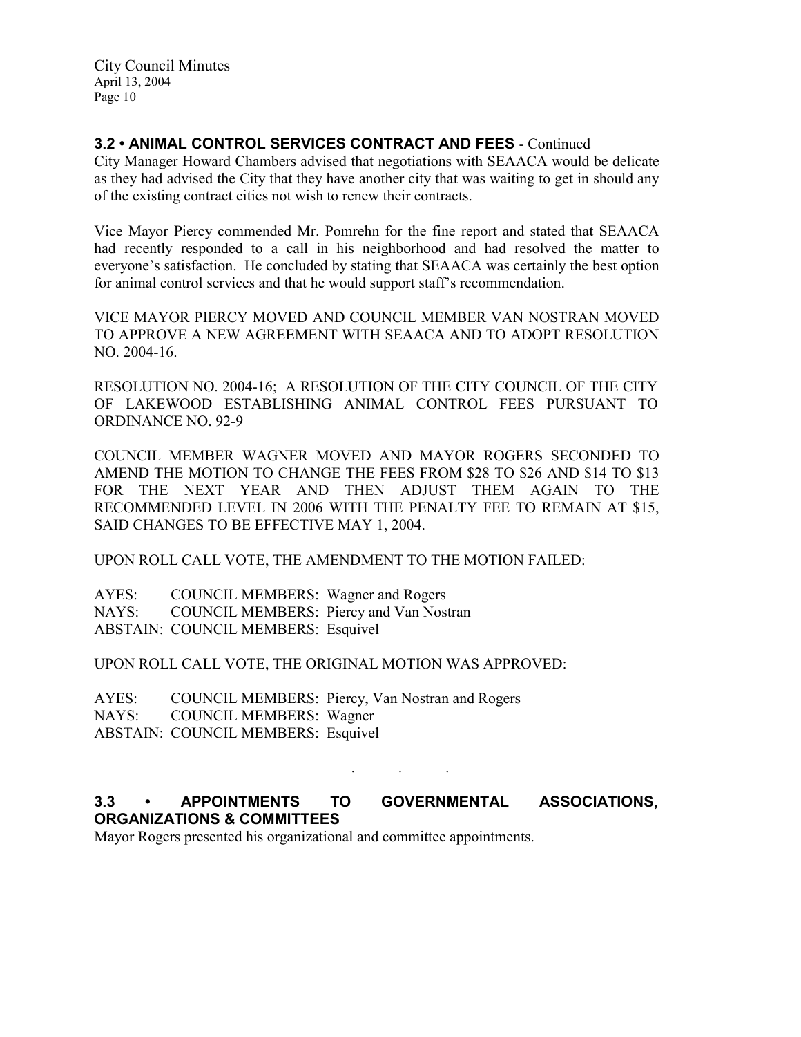### 3.2 • ANIMAL CONTROL SERVICES CONTRACT AND FEES - Continued

City Manager Howard Chambers advised that negotiations with SEAACA would be delicate as they had advised the City that they have another city that was waiting to get in should any of the existing contract cities not wish to renew their contracts.

Vice Mayor Piercy commended Mr. Pomrehn for the fine report and stated that SEAACA had recently responded to a call in his neighborhood and had resolved the matter to everyone's satisfaction. He concluded by stating that SEAACA was certainly the best option for animal control services and that he would support staff's recommendation.

VICE MAYOR PIERCY MOVED AND COUNCIL MEMBER VAN NOSTRAN MOVED TO APPROVE A NEW AGREEMENT WITH SEAACA AND TO ADOPT RESOLUTION NO. 2004-16.

RESOLUTION NO. 2004-16; A RESOLUTION OF THE CITY COUNCIL OF THE CITY OF LAKEWOOD ESTABLISHING ANIMAL CONTROL FEES PURSUANT TO ORDINANCE NO. 92-9

COUNCIL MEMBER WAGNER MOVED AND MAYOR ROGERS SECONDED TO AMEND THE MOTION TO CHANGE THE FEES FROM $28 TO $26 AND $14 TO $13 FOR THE NEXT YEAR AND THEN ADJUST THEM AGAIN TO THE RECOMMENDED LEVEL IN 2006 WITH THE PENALTY FEE TO REMAIN AT $15, SAID CHANGES TO BE EFFECTIVE MAY 1, 2004.

UPON ROLL CALL VOTE, THE AMENDMENT TO THE MOTION FAILED:

AYES: COUNCIL MEMBERS: Wagner and Rogers
NAYS: COUNCIL MEMBERS: Piercy and Van Nostran
ABSTAIN: COUNCIL MEMBERS: Esquivel

UPON ROLL CALL VOTE, THE ORIGINAL MOTION WAS APPROVED:

AYES: COUNCIL MEMBERS: Piercy, Van Nostran and Rogers
NAYS: COUNCIL MEMBERS: Wagner
ABSTAIN: COUNCIL MEMBERS: Esquivel

. . .

### 3.3 • APPOINTMENTS TO GOVERNMENTAL ASSOCIATIONS, ORGANIZATIONS & COMMITTEES

Mayor Rogers presented his organizational and committee appointments.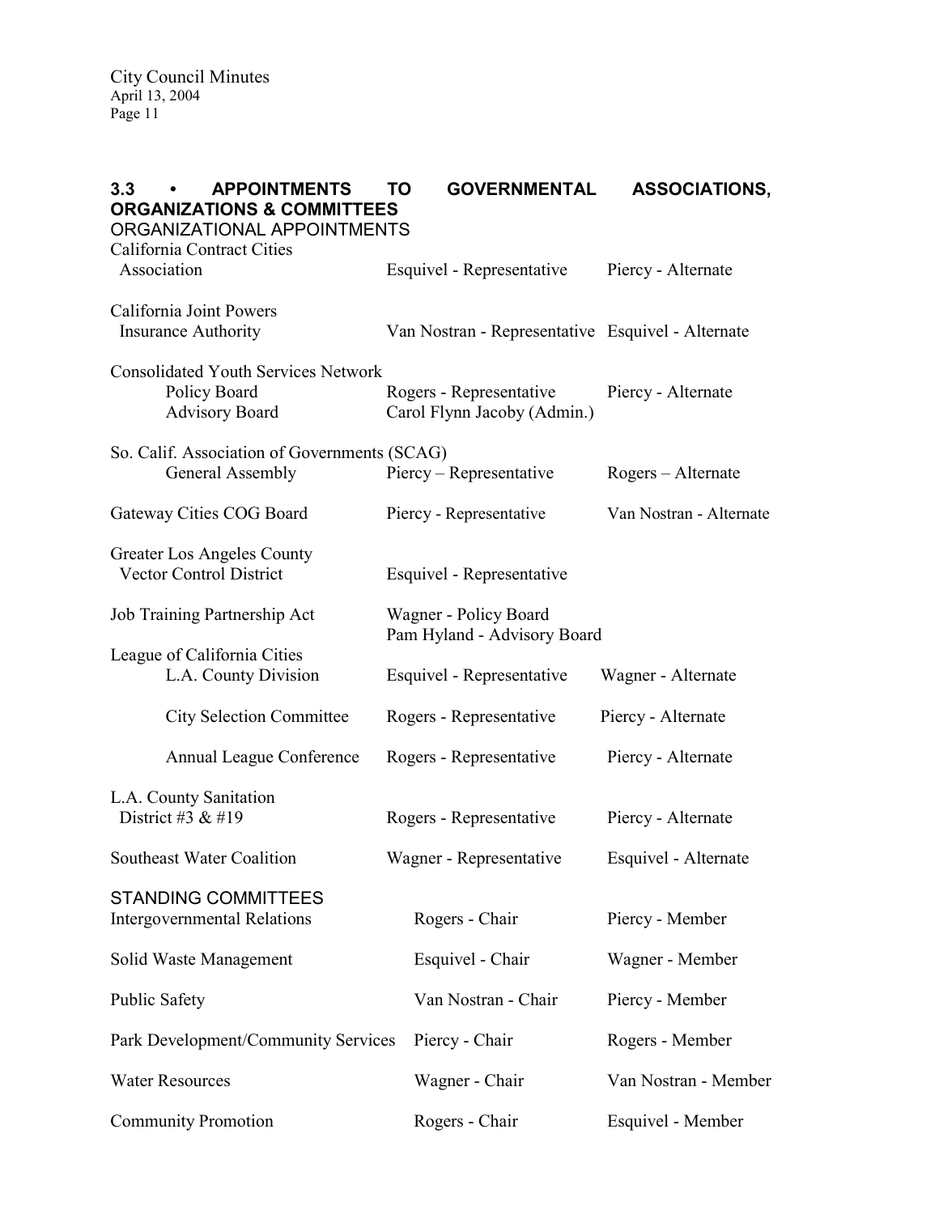**3.3 • APPOINTMENTS TO GOVERNMENTAL ASSOCIATIONS, ORGANIZATIONS & COMMITTEES**

ORGANIZATIONAL APPOINTMENTS

| | | |
|---|---|---|
| California Contract Cities Association | Esquivel - Representative | Piercy - Alternate |
| California Joint Powers Insurance Authority | Van Nostran - Representative | Esquivel - Alternate |
| Consolidated Youth Services Network | | |
| Policy Board | Rogers - Representative | Piercy - Alternate |
| Advisory Board | Carol Flynn Jacoby (Admin.) | |
| So. Calif. Association of Governments (SCAG) | | |
| General Assembly | Piercy – Representative | Rogers – Alternate |
| Gateway Cities COG Board | Piercy - Representative | Van Nostran - Alternate |
| Greater Los Angeles County Vector Control District | Esquivel - Representative | |
| Job Training Partnership Act | Wagner - Policy Board<br>Pam Hyland - Advisory Board | |
| League of California Cities | | |
| L.A. County Division | Esquivel - Representative | Wagner - Alternate |
| City Selection Committee | Rogers - Representative | Piercy - Alternate |
| Annual League Conference | Rogers - Representative | Piercy - Alternate |
| L.A. County Sanitation District #3 & #19 | Rogers - Representative | Piercy - Alternate |
| Southeast Water Coalition | Wagner - Representative | Esquivel - Alternate |

STANDING COMMITTEES

| | | |
|---|---|---|
| Intergovernmental Relations | Rogers - Chair | Piercy - Member |
| Solid Waste Management | Esquivel - Chair | Wagner - Member |
| Public Safety | Van Nostran - Chair | Piercy - Member |
| Park Development/Community Services | Piercy - Chair | Rogers - Member |
| Water Resources | Wagner - Chair | Van Nostran - Member |
| Community Promotion | Rogers - Chair | Esquivel - Member |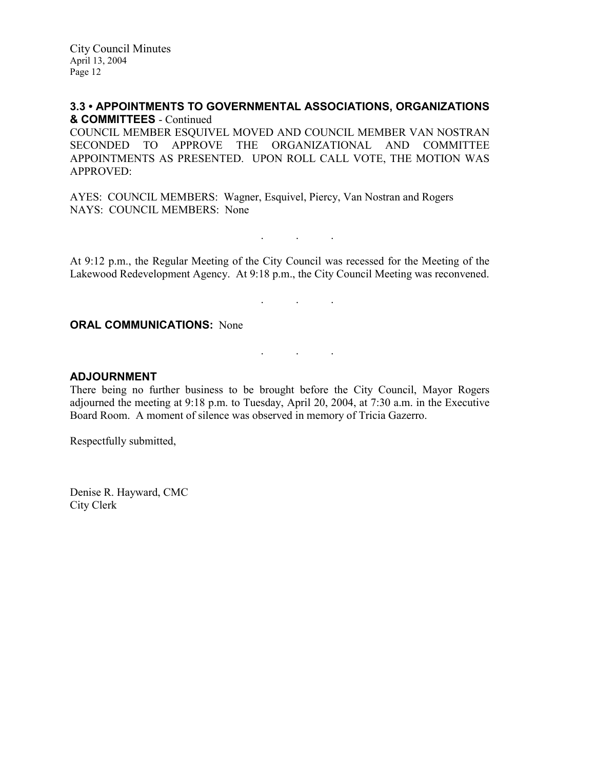### 3.3 • APPOINTMENTS TO GOVERNMENTAL ASSOCIATIONS, ORGANIZATIONS & COMMITTEES - Continued

COUNCIL MEMBER ESQUIVEL MOVED AND COUNCIL MEMBER VAN NOSTRAN SECONDED TO APPROVE THE ORGANIZATIONAL AND COMMITTEE APPOINTMENTS AS PRESENTED. UPON ROLL CALL VOTE, THE MOTION WAS APPROVED:

AYES: COUNCIL MEMBERS: Wagner, Esquivel, Piercy, Van Nostran and Rogers
NAYS: COUNCIL MEMBERS: None

. . .

At 9:12 p.m., the Regular Meeting of the City Council was recessed for the Meeting of the Lakewood Redevelopment Agency. At 9:18 p.m., the City Council Meeting was reconvened.

. . .

**ORAL COMMUNICATIONS:** None

. . .

### ADJOURNMENT

There being no further business to be brought before the City Council, Mayor Rogers adjourned the meeting at 9:18 p.m. to Tuesday, April 20, 2004, at 7:30 a.m. in the Executive Board Room. A moment of silence was observed in memory of Tricia Gazerro.

Respectfully submitted,

Denise R. Hayward, CMC
City Clerk